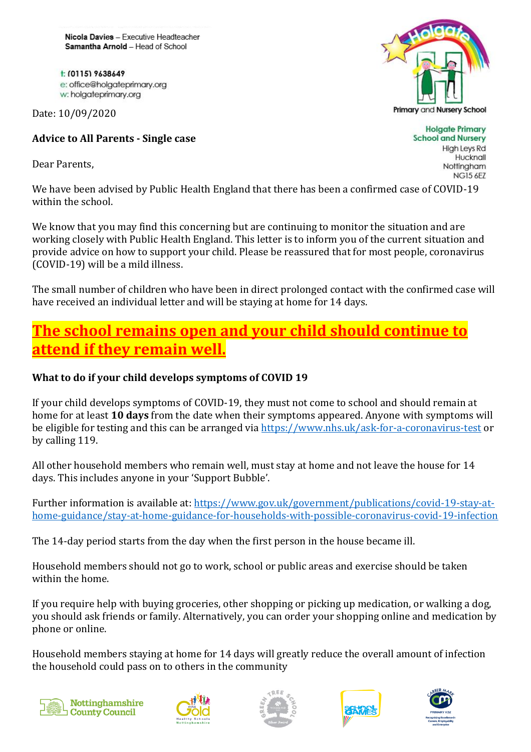**Nicola Davies** – Executive Headteacher
**Samantha Arnold** – Head of School

t: (0115) 9638649
e: office@holgateprimary.org
w: holgateprimary.org

Holgate Primary and Nursery School

**Holgate Primary School and Nursery**
High Leys Rd
Hucknall
Nottingham
NG15 6EZ

Date: 10/09/2020

**Advice to All Parents - Single case**

Dear Parents,

We have been advised by Public Health England that there has been a confirmed case of COVID-19 within the school.

We know that you may find this concerning but are continuing to monitor the situation and are working closely with Public Health England. This letter is to inform you of the current situation and provide advice on how to support your child. Please be reassured that for most people, coronavirus (COVID-19) will be a mild illness.

The small number of children who have been in direct prolonged contact with the confirmed case will have received an individual letter and will be staying at home for 14 days.

## The school remains open and your child should continue to attend if they remain well.

**What to do if your child develops symptoms of COVID 19**

If your child develops symptoms of COVID-19, they must not come to school and should remain at home for at least **10 days** from the date when their symptoms appeared. Anyone with symptoms will be eligible for testing and this can be arranged via https://www.nhs.uk/ask-for-a-coronavirus-test or by calling 119.

All other household members who remain well, must stay at home and not leave the house for 14 days. This includes anyone in your 'Support Bubble'.

Further information is available at: https://www.gov.uk/government/publications/covid-19-stay-at-home-guidance/stay-at-home-guidance-for-households-with-possible-coronavirus-covid-19-infection

The 14-day period starts from the day when the first person in the house became ill.

Household members should not go to work, school or public areas and exercise should be taken within the home.

If you require help with buying groceries, other shopping or picking up medication, or walking a dog, you should ask friends or family. Alternatively, you can order your shopping online and medication by phone or online.

Household members staying at home for 14 days will greatly reduce the overall amount of infection the household could pass on to others in the community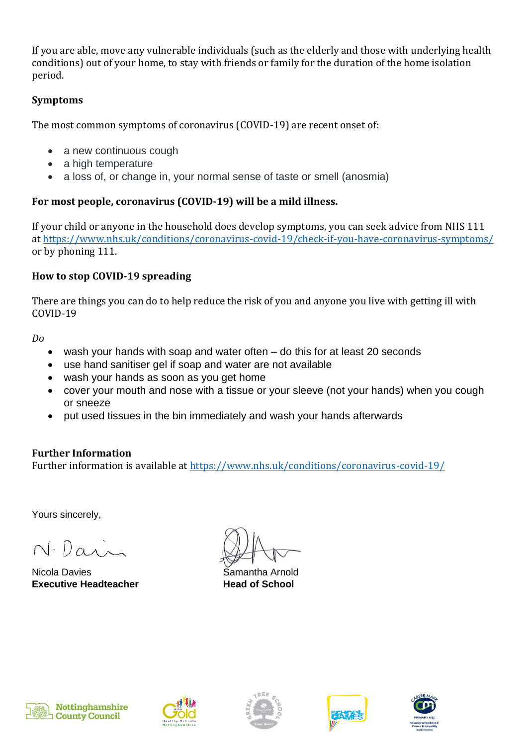If you are able, move any vulnerable individuals (such as the elderly and those with underlying health conditions) out of your home, to stay with friends or family for the duration of the home isolation period.

**Symptoms**

The most common symptoms of coronavirus (COVID-19) are recent onset of:

- a new continuous cough
- a high temperature
- a loss of, or change in, your normal sense of taste or smell (anosmia)

**For most people, coronavirus (COVID-19) will be a mild illness.**

If your child or anyone in the household does develop symptoms, you can seek advice from NHS 111 at https://www.nhs.uk/conditions/coronavirus-covid-19/check-if-you-have-coronavirus-symptoms/ or by phoning 111.

**How to stop COVID-19 spreading**

There are things you can do to help reduce the risk of you and anyone you live with getting ill with COVID-19

*Do*

- wash your hands with soap and water often – do this for at least 20 seconds
- use hand sanitiser gel if soap and water are not available
- wash your hands as soon as you get home
- cover your mouth and nose with a tissue or your sleeve (not your hands) when you cough or sneeze
- put used tissues in the bin immediately and wash your hands afterwards

**Further Information**

Further information is available at https://www.nhs.uk/conditions/coronavirus-covid-19/

Yours sincerely,

Nicola Davies
**Executive Headteacher**

Samantha Arnold
**Head of School**